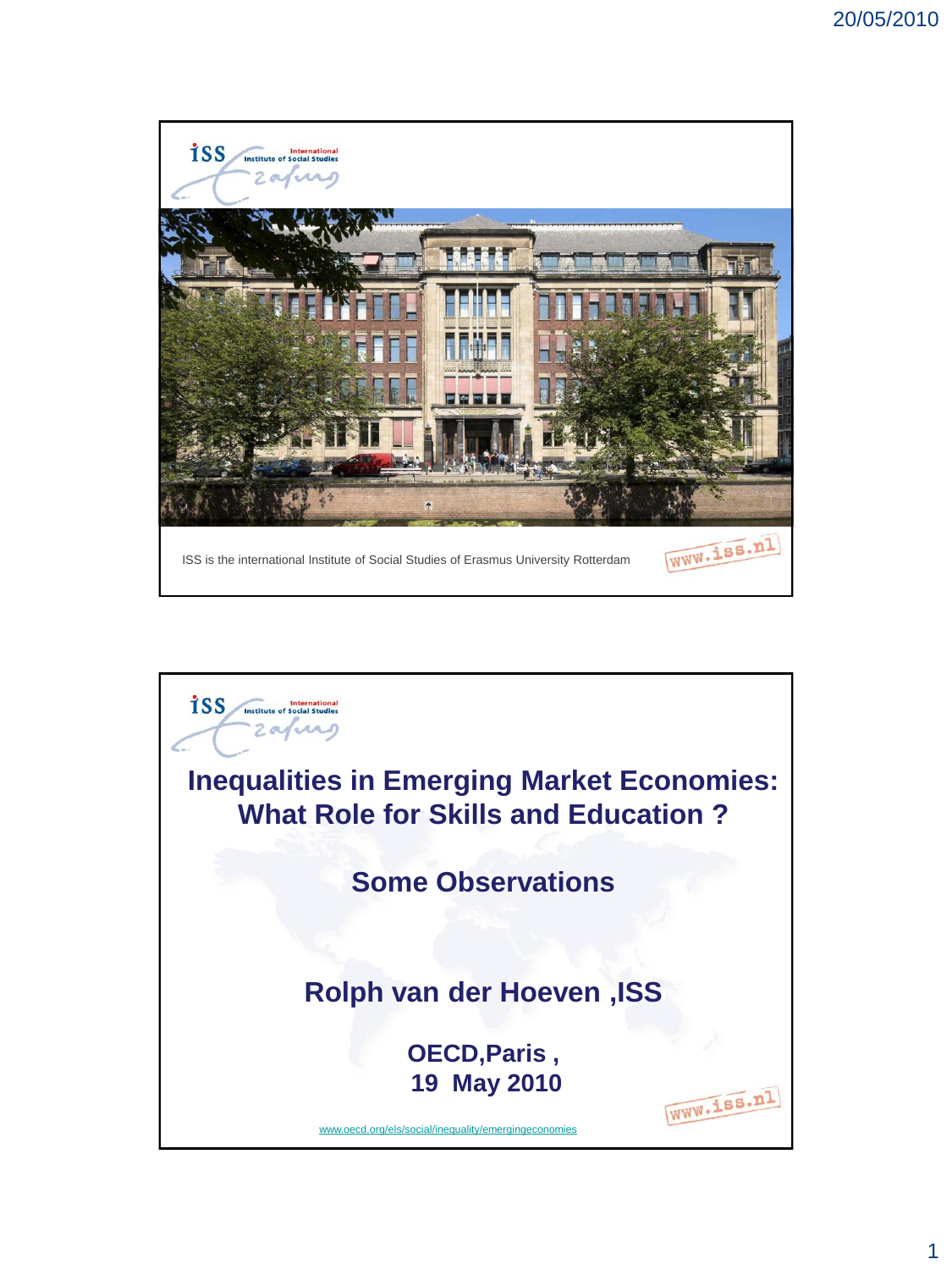ISS International Institute of Social Studies

ISS is the international Institute of Social Studies of Erasmus University Rotterdam

www.iss.nl

---

ISS International Institute of Social Studies

# Inequalities in Emerging Market Economies: What Role for Skills and Education ?

## Some Observations

**Rolph van der Hoeven ,ISS**

**OECD,Paris ,**
**19 May 2010**

www.oecd.org/els/social/inequality/emergingeconomies

www.iss.nl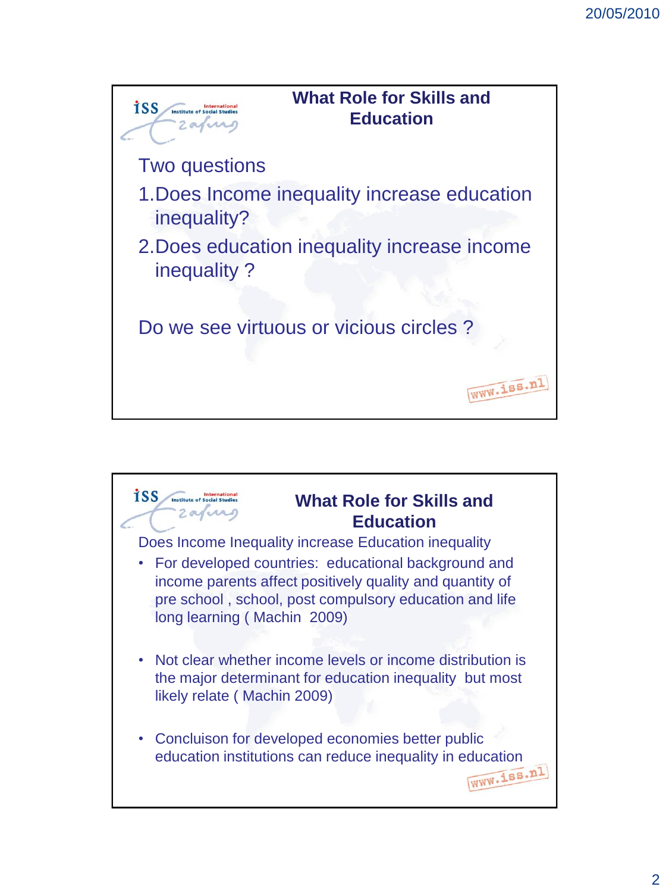## What Role for Skills and Education

Two questions

1. Does Income inequality increase education inequality?
2. Does education inequality increase income inequality ?

Do we see virtuous or vicious circles ?

## What Role for Skills and Education

Does Income Inequality increase Education inequality

- For developed countries: educational background and income parents affect positively quality and quantity of pre school , school, post compulsory education and life long learning ( Machin 2009)

- Not clear whether income levels or income distribution is the major determinant for education inequality but most likely relate ( Machin 2009)

- Concluison for developed economies better public education institutions can reduce inequality in education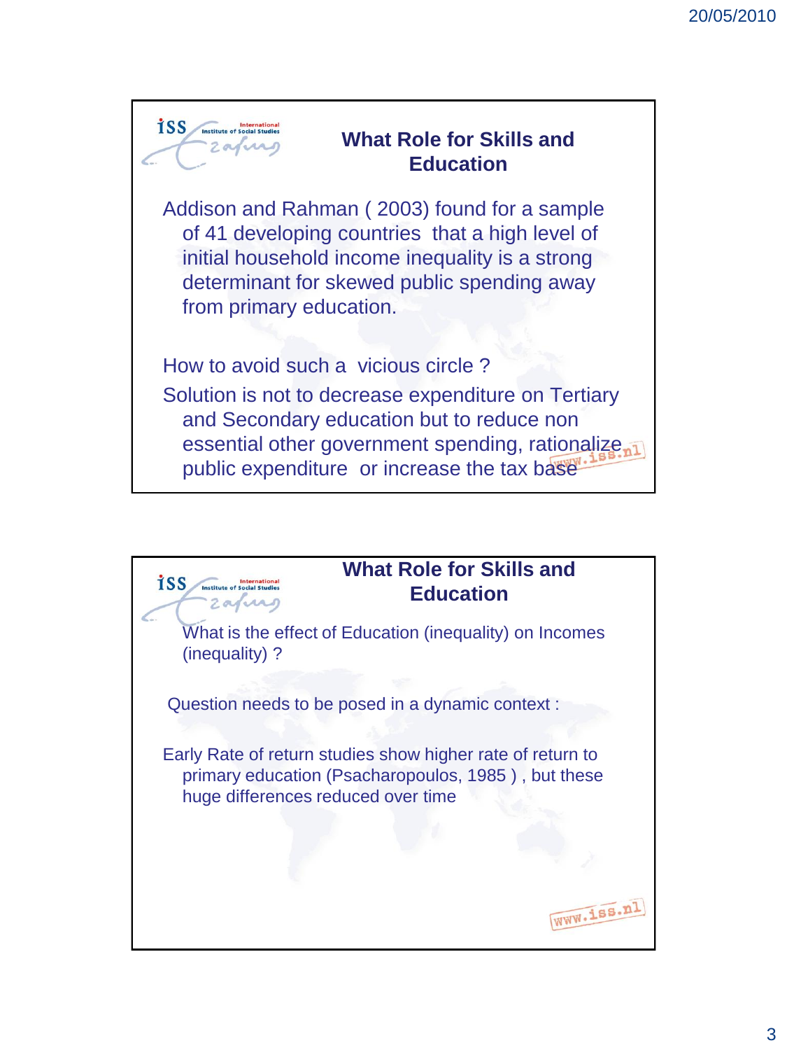## What Role for Skills and Education

Addison and Rahman ( 2003) found for a sample of 41 developing countries that a high level of initial household income inequality is a strong determinant for skewed public spending away from primary education.

How to avoid such a vicious circle ?

Solution is not to decrease expenditure on Tertiary and Secondary education but to reduce non essential other government spending, rationalize public expenditure or increase the tax base

## What Role for Skills and Education

What is the effect of Education (inequality) on Incomes (inequality) ?

Question needs to be posed in a dynamic context :

Early Rate of return studies show higher rate of return to primary education (Psacharopoulos, 1985 ) , but these huge differences reduced over time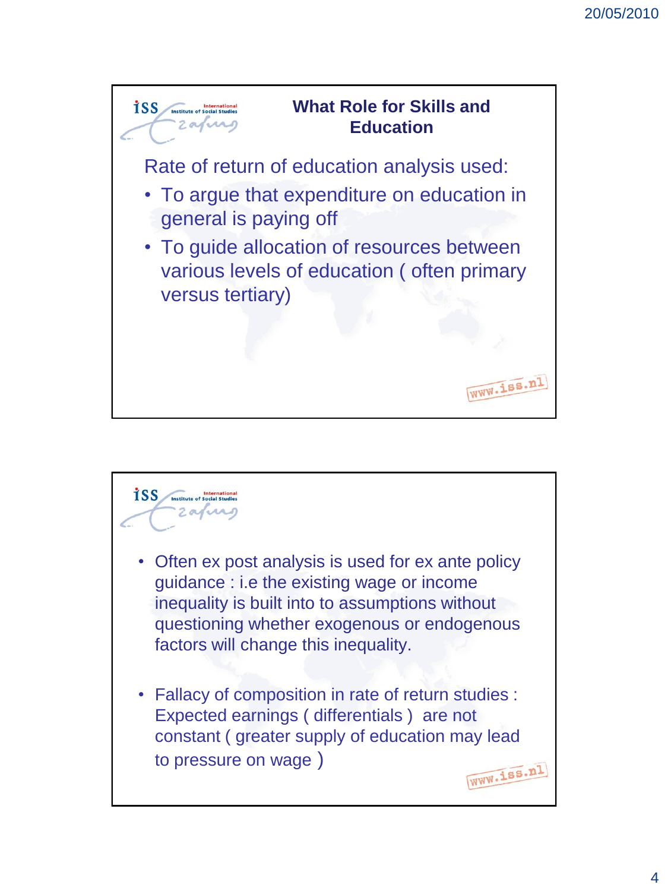## What Role for Skills and Education

Rate of return of education analysis used:

- To argue that expenditure on education in general is paying off
- To guide allocation of resources between various levels of education ( often primary versus tertiary)

---

- Often ex post analysis is used for ex ante policy guidance : i.e the existing wage or income inequality is built into to assumptions without questioning whether exogenous or endogenous factors will change this inequality.

- Fallacy of composition in rate of return studies : Expected earnings ( differentials ) are not constant ( greater supply of education may lead to pressure on wage )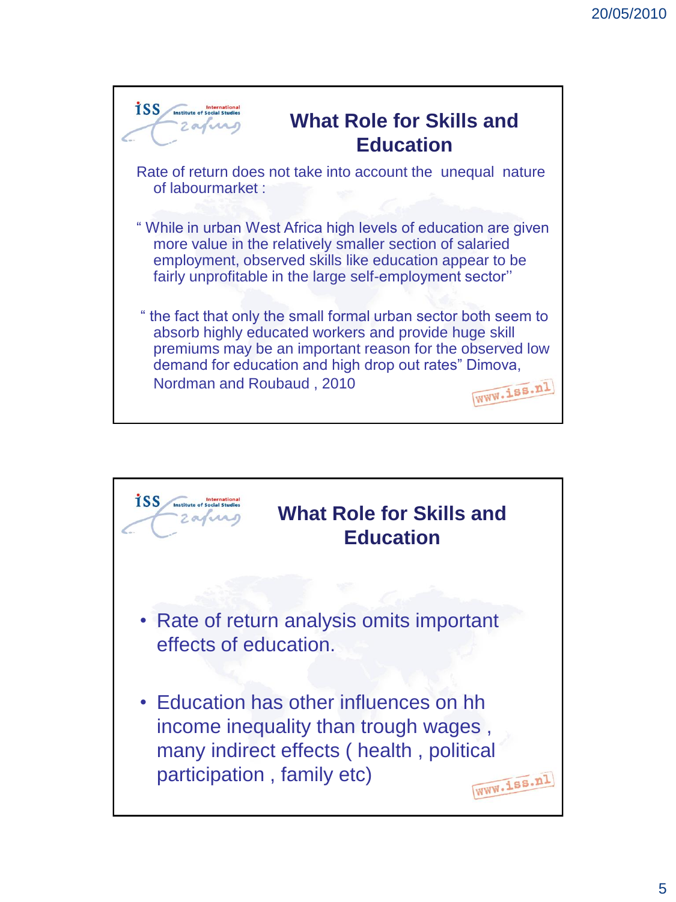## What Role for Skills and Education

Rate of return does not take into account the unequal nature of labourmarket :

" While in urban West Africa high levels of education are given more value in the relatively smaller section of salaried employment, observed skills like education appear to be fairly unprofitable in the large self-employment sector''

" the fact that only the small formal urban sector both seem to absorb highly educated workers and provide huge skill premiums may be an important reason for the observed low demand for education and high drop out rates" Dimova, Nordman and Roubaud , 2010

## What Role for Skills and Education

- Rate of return analysis omits important effects of education.
- Education has other influences on hh income inequality than trough wages , many indirect effects ( health , political participation , family etc)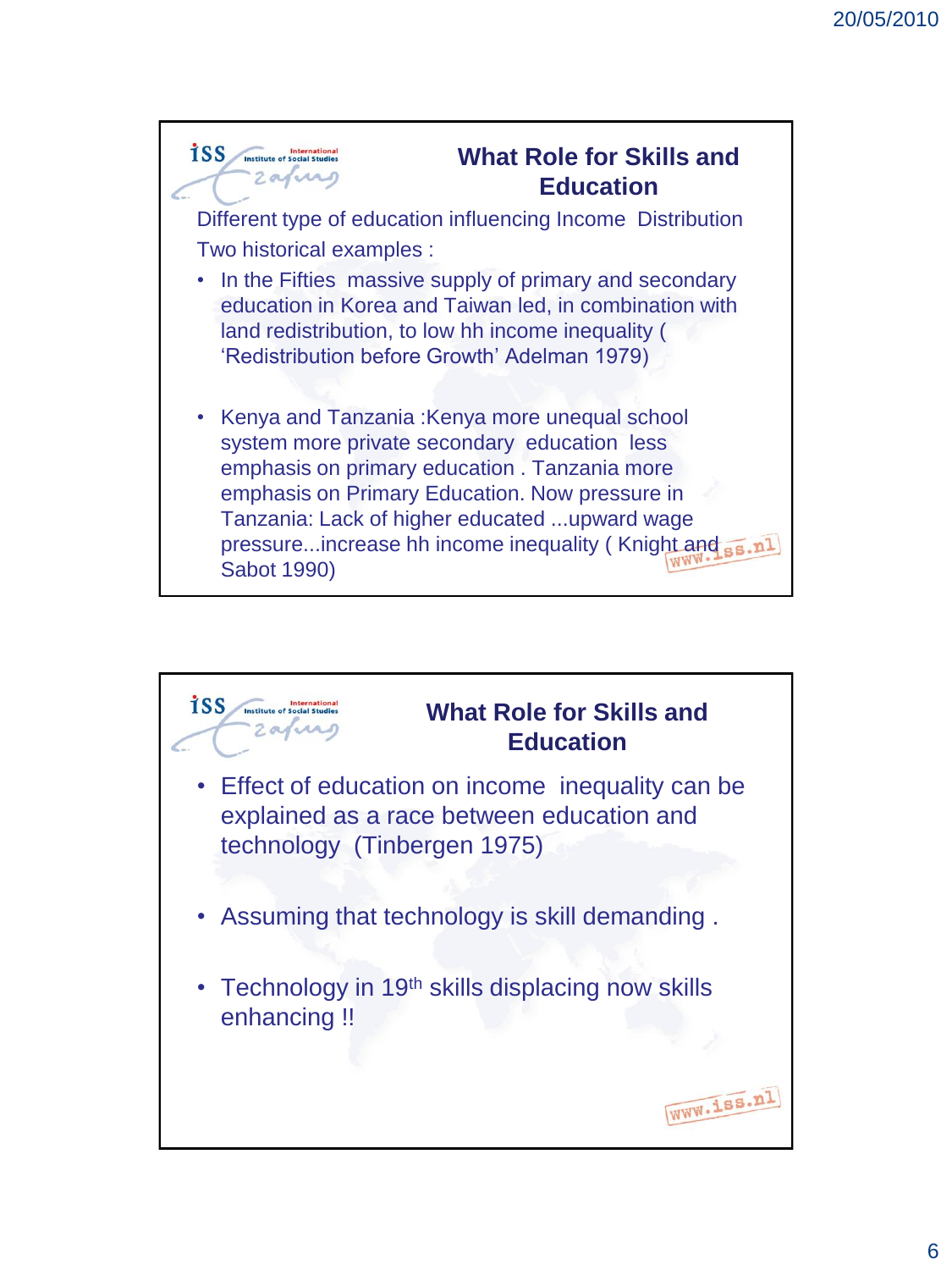## What Role for Skills and Education

Different type of education influencing Income Distribution

Two historical examples :

- In the Fifties massive supply of primary and secondary education in Korea and Taiwan led, in combination with land redistribution, to low hh income inequality ( 'Redistribution before Growth' Adelman 1979)
- Kenya and Tanzania :Kenya more unequal school system more private secondary education less emphasis on primary education . Tanzania more emphasis on Primary Education. Now pressure in Tanzania: Lack of higher educated ...upward wage pressure...increase hh income inequality ( Knight and Sabot 1990)

## What Role for Skills and Education

- Effect of education on income inequality can be explained as a race between education and technology (Tinbergen 1975)
- Assuming that technology is skill demanding .
- Technology in 19$^{th}$ skills displacing now skills enhancing !!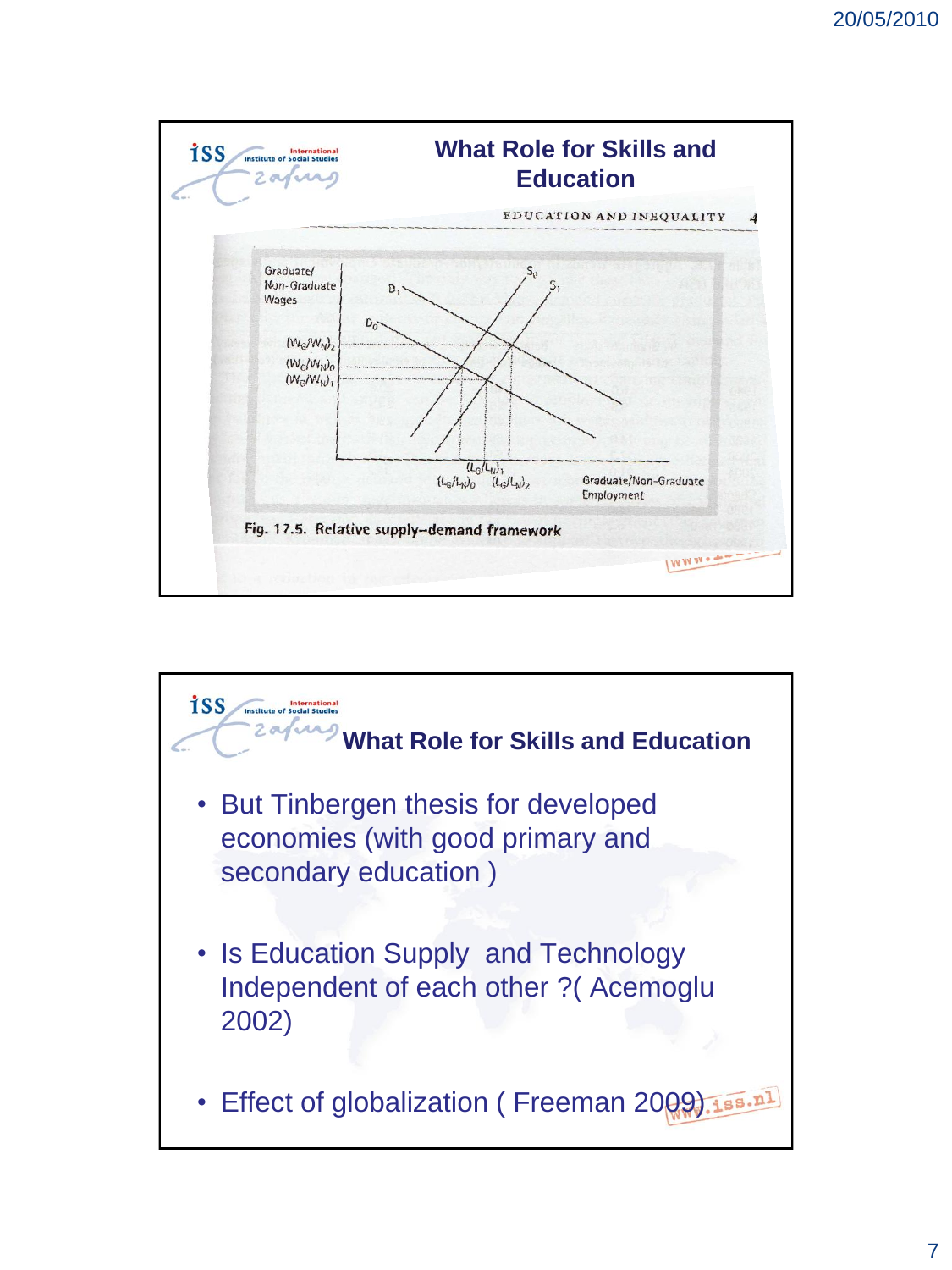## What Role for Skills and Education

EDUCATION AND INEQUALITY

Graduate/Non-Graduate Wages

$(W_G/W_N)_2$

$(W_G/W_N)_0$

$(W_G/W_N)_1$

$D_1$, $D_0$, $S_0$, $S_1$

$(L_G/L_N)_1$

$(L_G/L_N)_0$ $(L_G/L_N)_2$

Graduate/Non-Graduate Employment

Fig. 17.5. Relative supply–demand framework

## What Role for Skills and Education

- But Tinbergen thesis for developed economies (with good primary and secondary education )
- Is Education Supply and Technology Independent of each other ?( Acemoglu 2002)
- Effect of globalization ( Freeman 2009)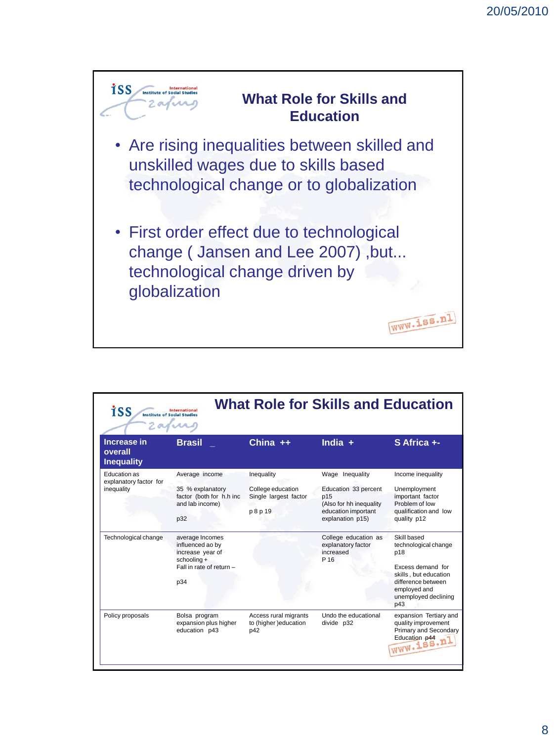## What Role for Skills and Education

- Are rising inequalities between skilled and unskilled wages due to skills based technological change or to globalization
- First order effect due to technological change ( Jansen and Lee 2007) ,but... technological change driven by globalization

## What Role for Skills and Education

| Increase in overall Inequality | Brasil _ | China ++ | India + | S Africa +- |
|---|---|---|---|---|
| Education as explanatory factor for inequality | Average income<br>35 % explanatory factor (both for h.h inc and lab income)<br>p32 | Inequality<br>College education Single largest factor<br>p 8 p 19 | Wage Inequality<br>Education 33 percent p15<br>(Also for hh inequality education important explanation p15) | Income inequality<br>Unemployment important factor Problem of low qualification and low quality p12 |
| Technological change | average Incomes influenced ao by increase year of schooling +<br>Fall in rate of return –<br>p34 | | College education as explanatory factor increased<br>P 16 | Skill based technological change p18<br>Excess demand for skills , but education difference between employed and unemployed declining p43 |
| Policy proposals | Bolsa program expansion plus higher education p43 | Access rural migrants to (higher )education p42 | Undo the educational divide p32 | expansion Tertiary and quality improvement Primary and Secondary Education p44 |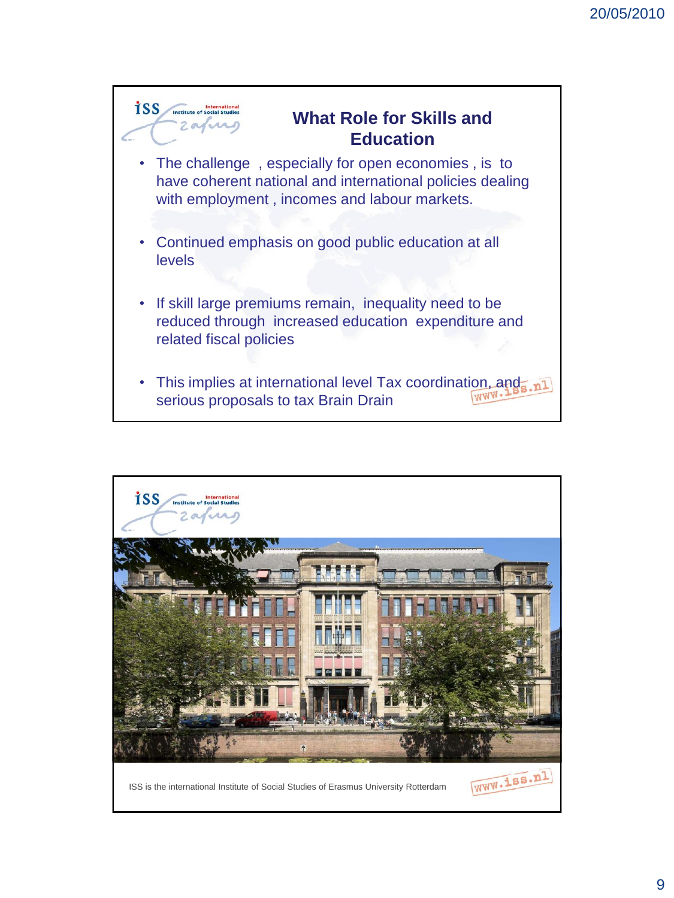## What Role for Skills and Education

- The challenge , especially for open economies , is to have coherent national and international policies dealing with employment , incomes and labour markets.
- Continued emphasis on good public education at all levels
- If skill large premiums remain, inequality need to be reduced through increased education expenditure and related fiscal policies
- This implies at international level Tax coordination, and serious proposals to tax Brain Drain

ISS is the international Institute of Social Studies of Erasmus University Rotterdam